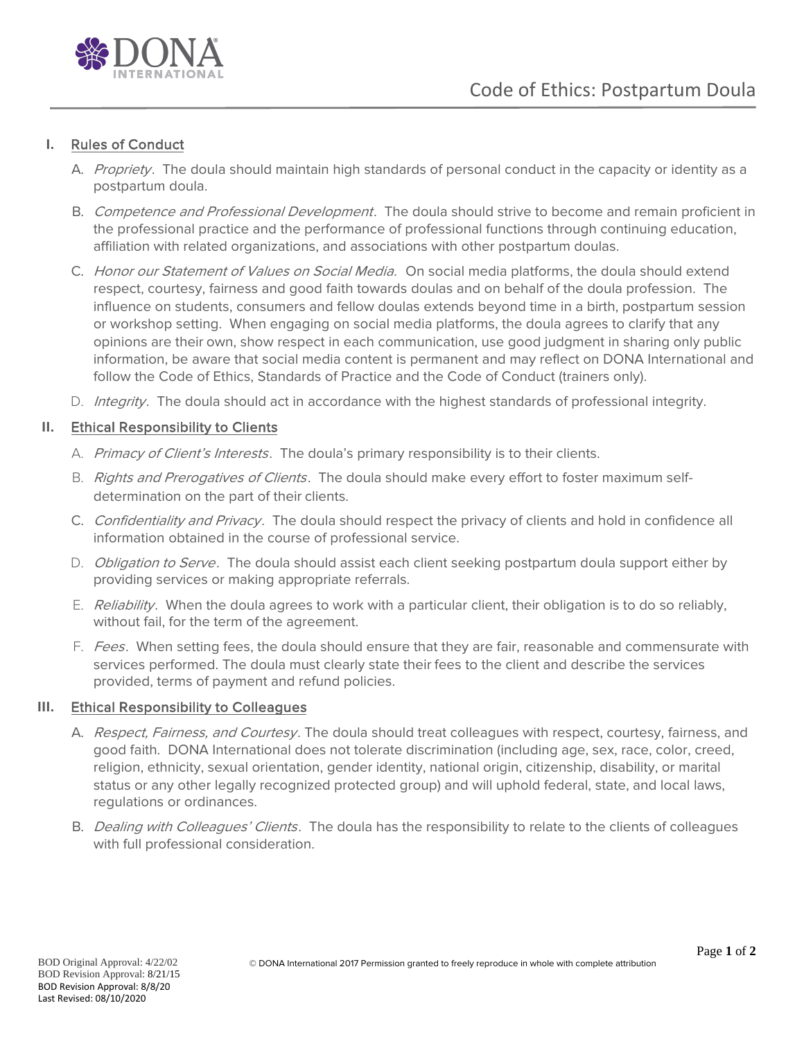DONA INTERNATIONAL

# Code of Ethics: Postpartum Doula

## I. Rules of Conduct

A. *Propriety*. The doula should maintain high standards of personal conduct in the capacity or identity as a postpartum doula.

B. *Competence and Professional Development*. The doula should strive to become and remain proficient in the professional practice and the performance of professional functions through continuing education, affiliation with related organizations, and associations with other postpartum doulas.

C. *Honor our Statement of Values on Social Media*. On social media platforms, the doula should extend respect, courtesy, fairness and good faith towards doulas and on behalf of the doula profession. The influence on students, consumers and fellow doulas extends beyond time in a birth, postpartum session or workshop setting. When engaging on social media platforms, the doula agrees to clarify that any opinions are their own, show respect in each communication, use good judgment in sharing only public information, be aware that social media content is permanent and may reflect on DONA International and follow the Code of Ethics, Standards of Practice and the Code of Conduct (trainers only).

D. *Integrity*. The doula should act in accordance with the highest standards of professional integrity.

## II. Ethical Responsibility to Clients

A. *Primacy of Client's Interests*. The doula's primary responsibility is to their clients.

B. *Rights and Prerogatives of Clients*. The doula should make every effort to foster maximum self-determination on the part of their clients.

C. *Confidentiality and Privacy*. The doula should respect the privacy of clients and hold in confidence all information obtained in the course of professional service.

D. *Obligation to Serve*. The doula should assist each client seeking postpartum doula support either by providing services or making appropriate referrals.

E. *Reliability*. When the doula agrees to work with a particular client, their obligation is to do so reliably, without fail, for the term of the agreement.

F. *Fees*. When setting fees, the doula should ensure that they are fair, reasonable and commensurate with services performed. The doula must clearly state their fees to the client and describe the services provided, terms of payment and refund policies.

## III. Ethical Responsibility to Colleagues

A. *Respect, Fairness, and Courtesy*. The doula should treat colleagues with respect, courtesy, fairness, and good faith. DONA International does not tolerate discrimination (including age, sex, race, color, creed, religion, ethnicity, sexual orientation, gender identity, national origin, citizenship, disability, or marital status or any other legally recognized protected group) and will uphold federal, state, and local laws, regulations or ordinances.

B. *Dealing with Colleagues' Clients*. The doula has the responsibility to relate to the clients of colleagues with full professional consideration.

BOD Original Approval: 4/22/02
BOD Revision Approval: 8/21/15
BOD Revision Approval: 8/8/20
Last Revised: 08/10/2020

© DONA International 2017 Permission granted to freely reproduce in whole with complete attribution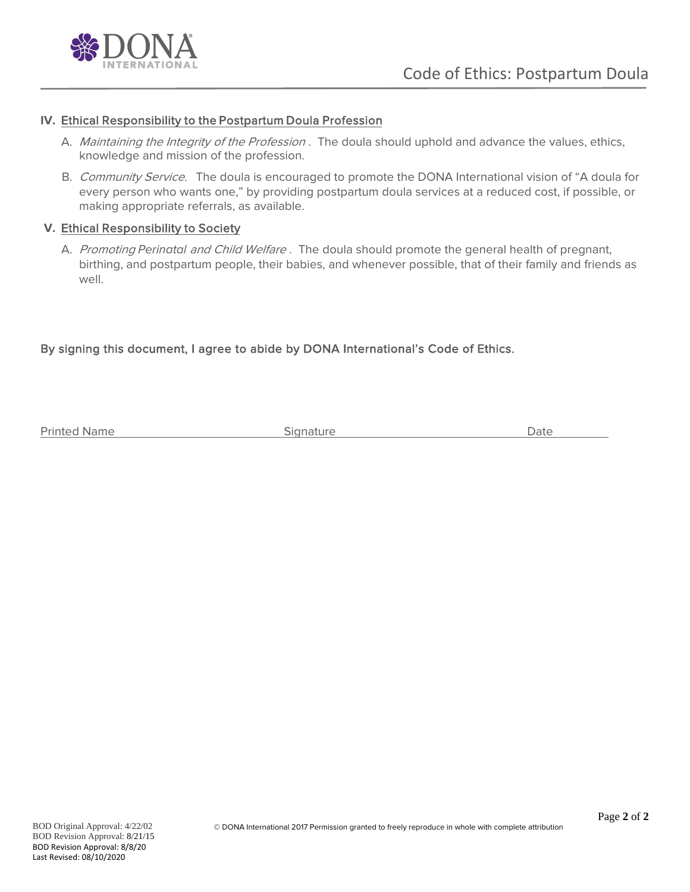## IV. Ethical Responsibility to the Postpartum Doula Profession

A. *Maintaining the Integrity of the Profession* . The doula should uphold and advance the values, ethics, knowledge and mission of the profession.

B. *Community Service*. The doula is encouraged to promote the DONA International vision of "A doula for every person who wants one," by providing postpartum doula services at a reduced cost, if possible, or making appropriate referrals, as available.

## V. Ethical Responsibility to Society

A. *Promoting Perinatal and Child Welfare* . The doula should promote the general health of pregnant, birthing, and postpartum people, their babies, and whenever possible, that of their family and friends as well.

By signing this document, I agree to abide by DONA International's Code of Ethics.

Printed Name ____________________ Signature ____________________ Date __________

BOD Original Approval: 4/22/02
BOD Revision Approval: 8/21/15
BOD Revision Approval: 8/8/20
Last Revised: 08/10/2020

© DONA International 2017 Permission granted to freely reproduce in whole with complete attribution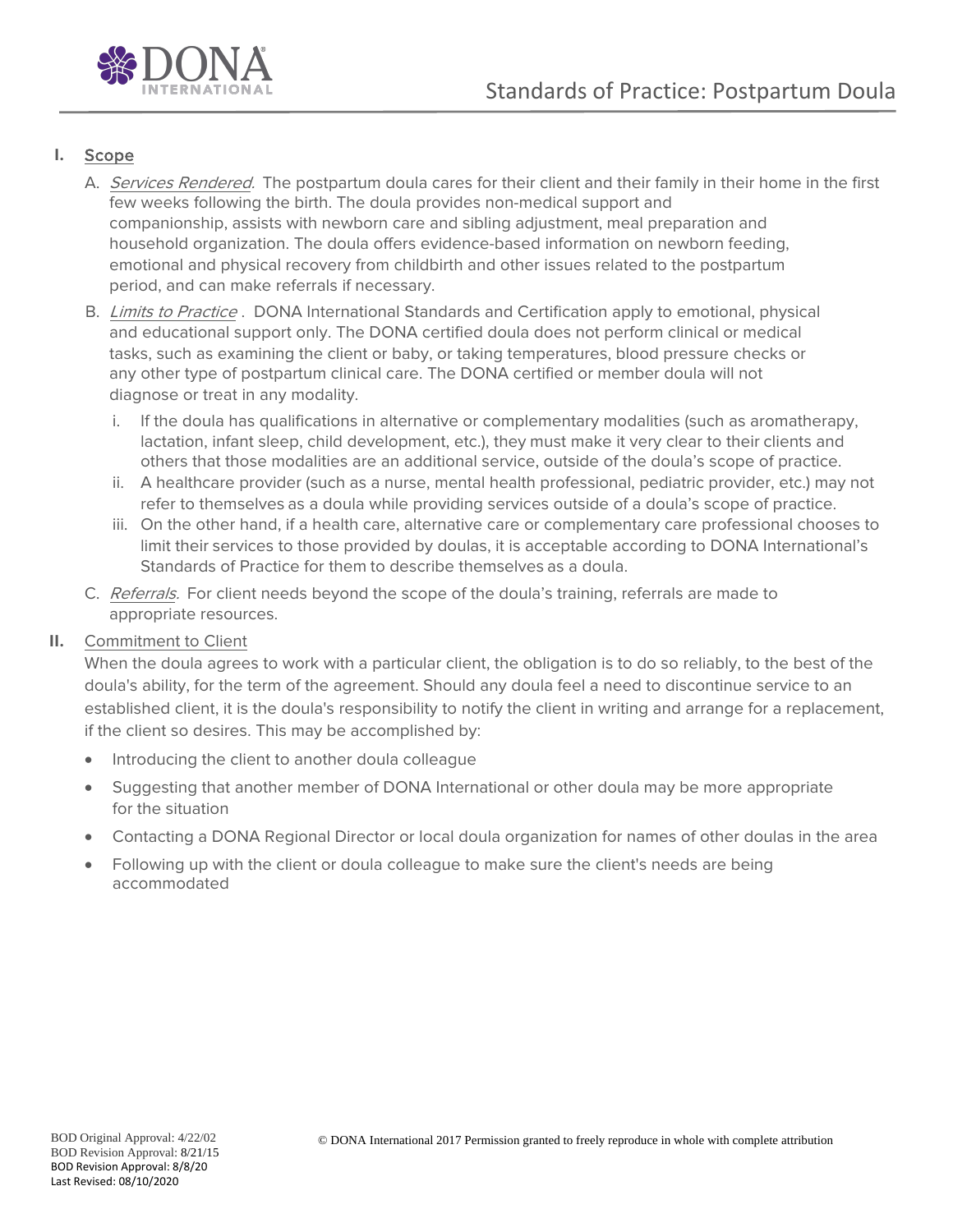# Standards of Practice: Postpartum Doula

## I. Scope

A. *Services Rendered.* The postpartum doula cares for their client and their family in their home in the first few weeks following the birth. The doula provides non-medical support and companionship, assists with newborn care and sibling adjustment, meal preparation and household organization. The doula offers evidence-based information on newborn feeding, emotional and physical recovery from childbirth and other issues related to the postpartum period, and can make referrals if necessary.

B. *Limits to Practice* . DONA International Standards and Certification apply to emotional, physical and educational support only. The DONA certified doula does not perform clinical or medical tasks, such as examining the client or baby, or taking temperatures, blood pressure checks or any other type of postpartum clinical care. The DONA certified or member doula will not diagnose or treat in any modality.

   i. If the doula has qualifications in alternative or complementary modalities (such as aromatherapy, lactation, infant sleep, child development, etc.), they must make it very clear to their clients and others that those modalities are an additional service, outside of the doula's scope of practice.

   ii. A healthcare provider (such as a nurse, mental health professional, pediatric provider, etc.) may not refer to themselves as a doula while providing services outside of a doula's scope of practice.

   iii. On the other hand, if a health care, alternative care or complementary care professional chooses to limit their services to those provided by doulas, it is acceptable according to DONA International's Standards of Practice for them to describe themselves as a doula.

C. *Referrals.* For client needs beyond the scope of the doula's training, referrals are made to appropriate resources.

## II. Commitment to Client

When the doula agrees to work with a particular client, the obligation is to do so reliably, to the best of the doula's ability, for the term of the agreement. Should any doula feel a need to discontinue service to an established client, it is the doula's responsibility to notify the client in writing and arrange for a replacement, if the client so desires. This may be accomplished by:

- Introducing the client to another doula colleague
- Suggesting that another member of DONA International or other doula may be more appropriate for the situation
- Contacting a DONA Regional Director or local doula organization for names of other doulas in the area
- Following up with the client or doula colleague to make sure the client's needs are being accommodated

BOD Original Approval: 4/22/02
BOD Revision Approval: 8/21/15
BOD Revision Approval: 8/8/20
Last Revised: 08/10/2020

© DONA International 2017 Permission granted to freely reproduce in whole with complete attribution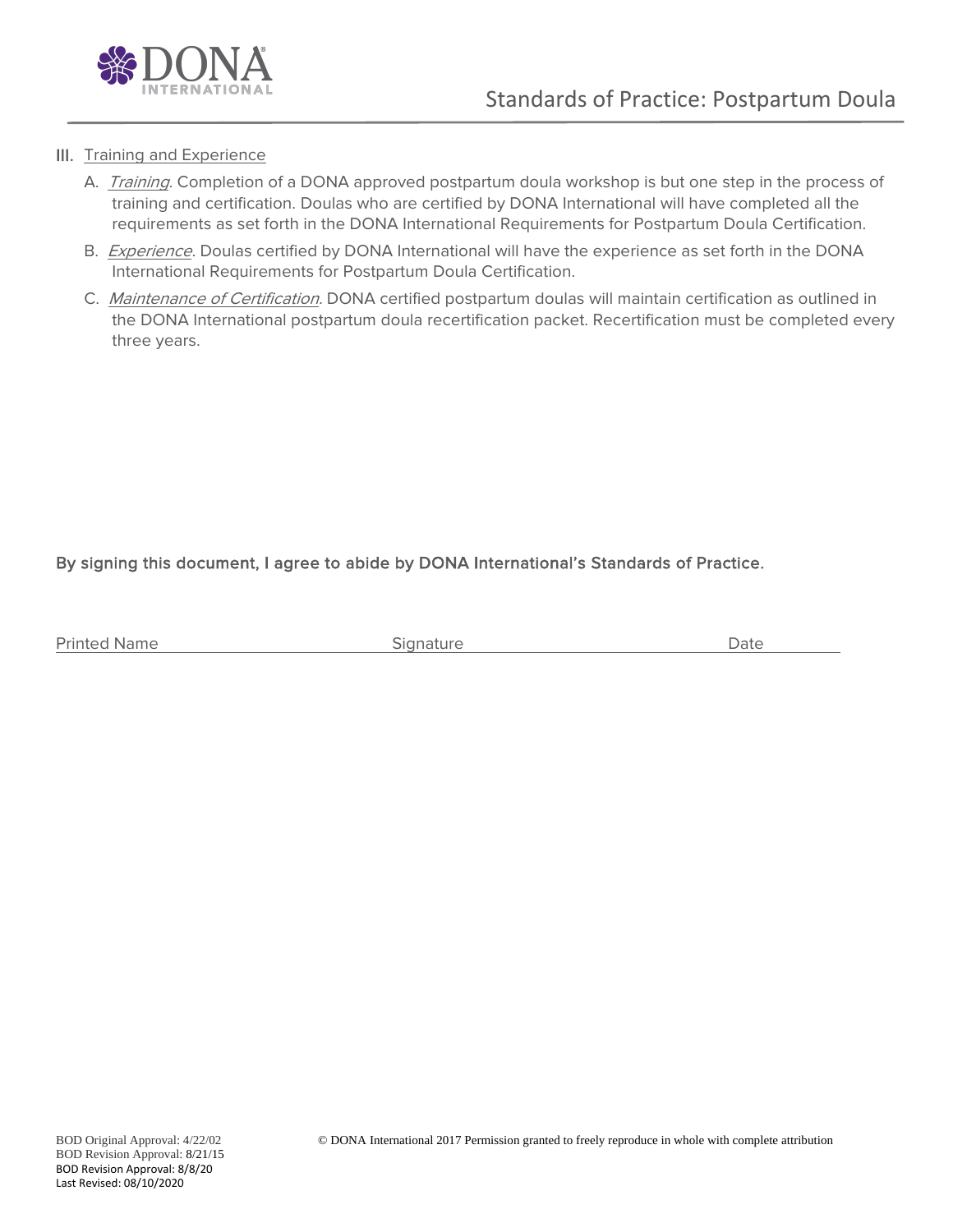III. Training and Experience

A. *Training*. Completion of a DONA approved postpartum doula workshop is but one step in the process of training and certification. Doulas who are certified by DONA International will have completed all the requirements as set forth in the DONA International Requirements for Postpartum Doula Certification.

B. *Experience*. Doulas certified by DONA International will have the experience as set forth in the DONA International Requirements for Postpartum Doula Certification.

C. *Maintenance of Certification*. DONA certified postpartum doulas will maintain certification as outlined in the DONA International postpartum doula recertification packet. Recertification must be completed every three years.

By signing this document, I agree to abide by DONA International's Standards of Practice.

Printed Name ____________________ Signature ____________________ Date ____________

BOD Original Approval: 4/22/02
BOD Revision Approval: 8/21/15
BOD Revision Approval: 8/8/20
Last Revised: 08/10/2020

© DONA International 2017 Permission granted to freely reproduce in whole with complete attribution